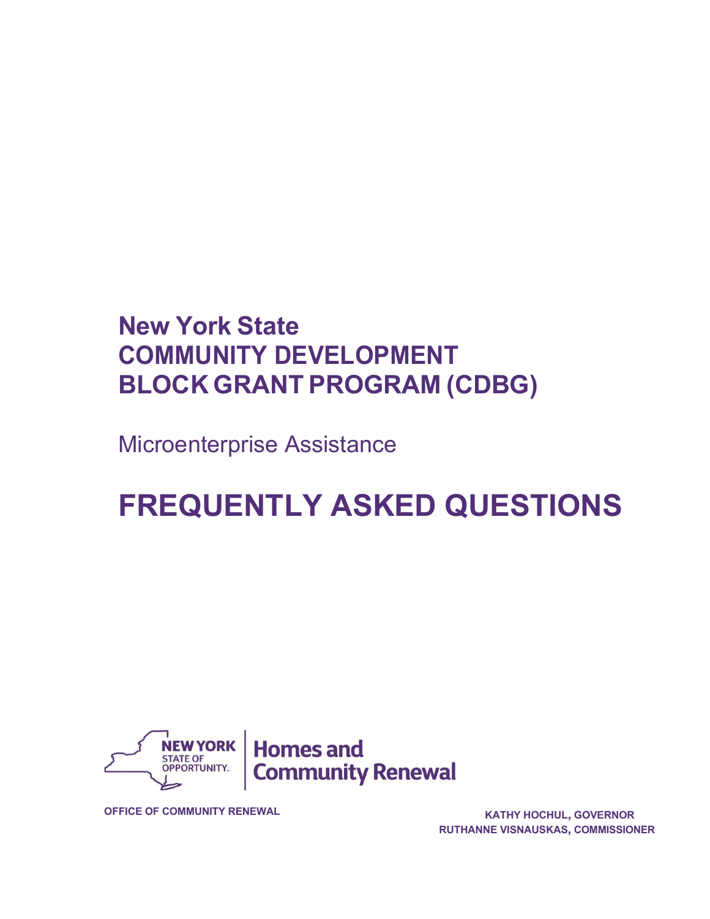# New York State COMMUNITY DEVELOPMENT BLOCK GRANT PROGRAM (CDBG)

Microenterprise Assistance

# FREQUENTLY ASKED QUESTIONS

NEW YORK STATE OF OPPORTUNITY. | Homes and Community Renewal

OFFICE OF COMMUNITY RENEWAL

KATHY HOCHUL, GOVERNOR
RUTHANNE VISNAUSKAS, COMMISSIONER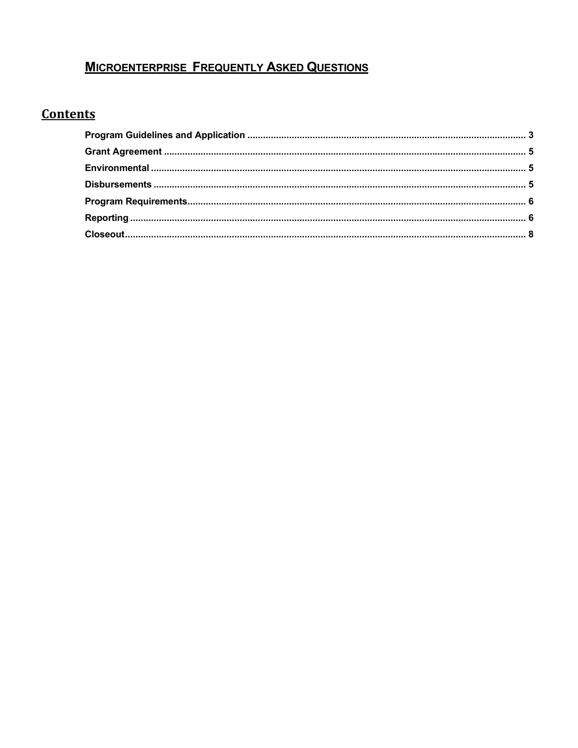# MICROENTERPRISE FREQUENTLY ASKED QUESTIONS

## Contents

- Program Guidelines and Application ........ 3
- Grant Agreement ........ 5
- Environmental ........ 5
- Disbursements ........ 5
- Program Requirements ........ 6
- Reporting ........ 6
- Closeout ........ 8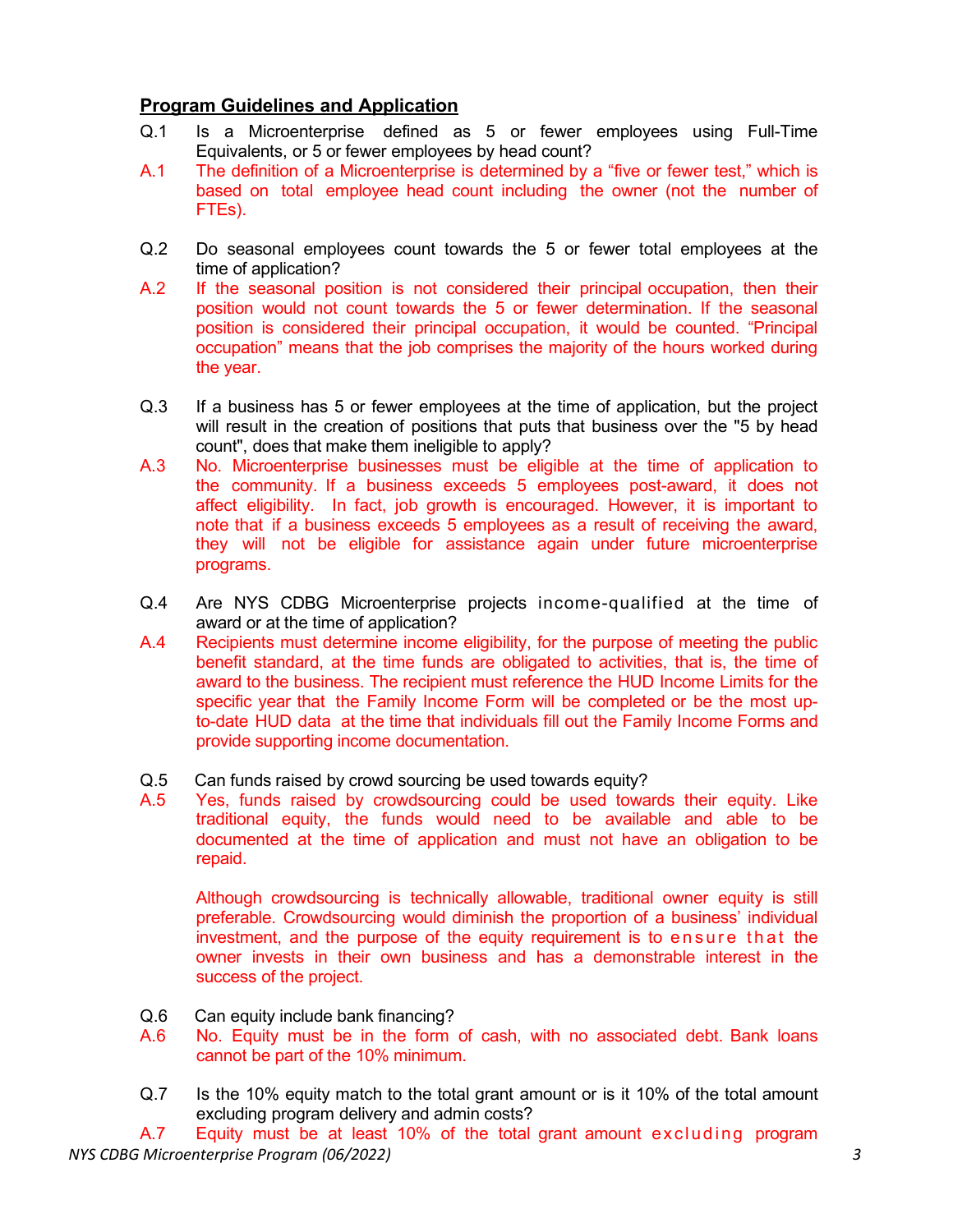## Program Guidelines and Application

Q.1 Is a Microenterprise defined as 5 or fewer employees using Full-Time Equivalents, or 5 or fewer employees by head count?

A.1 The definition of a Microenterprise is determined by a "five or fewer test," which is based on total employee head count including the owner (not the number of FTEs).

Q.2 Do seasonal employees count towards the 5 or fewer total employees at the time of application?

A.2 If the seasonal position is not considered their principal occupation, then their position would not count towards the 5 or fewer determination. If the seasonal position is considered their principal occupation, it would be counted. "Principal occupation" means that the job comprises the majority of the hours worked during the year.

Q.3 If a business has 5 or fewer employees at the time of application, but the project will result in the creation of positions that puts that business over the "5 by head count", does that make them ineligible to apply?

A.3 No. Microenterprise businesses must be eligible at the time of application to the community. If a business exceeds 5 employees post-award, it does not affect eligibility. In fact, job growth is encouraged. However, it is important to note that if a business exceeds 5 employees as a result of receiving the award, they will not be eligible for assistance again under future microenterprise programs.

Q.4 Are NYS CDBG Microenterprise projects income-qualified at the time of award or at the time of application?

A.4 Recipients must determine income eligibility, for the purpose of meeting the public benefit standard, at the time funds are obligated to activities, that is, the time of award to the business. The recipient must reference the HUD Income Limits for the specific year that the Family Income Form will be completed or be the most up-to-date HUD data at the time that individuals fill out the Family Income Forms and provide supporting income documentation.

Q.5 Can funds raised by crowd sourcing be used towards equity?

A.5 Yes, funds raised by crowdsourcing could be used towards their equity. Like traditional equity, the funds would need to be available and able to be documented at the time of application and must not have an obligation to be repaid.

Although crowdsourcing is technically allowable, traditional owner equity is still preferable. Crowdsourcing would diminish the proportion of a business' individual investment, and the purpose of the equity requirement is to ensure that the owner invests in their own business and has a demonstrable interest in the success of the project.

Q.6 Can equity include bank financing?

A.6 No. Equity must be in the form of cash, with no associated debt. Bank loans cannot be part of the 10% minimum.

Q.7 Is the 10% equity match to the total grant amount or is it 10% of the total amount excluding program delivery and admin costs?

A.7 Equity must be at least 10% of the total grant amount excluding program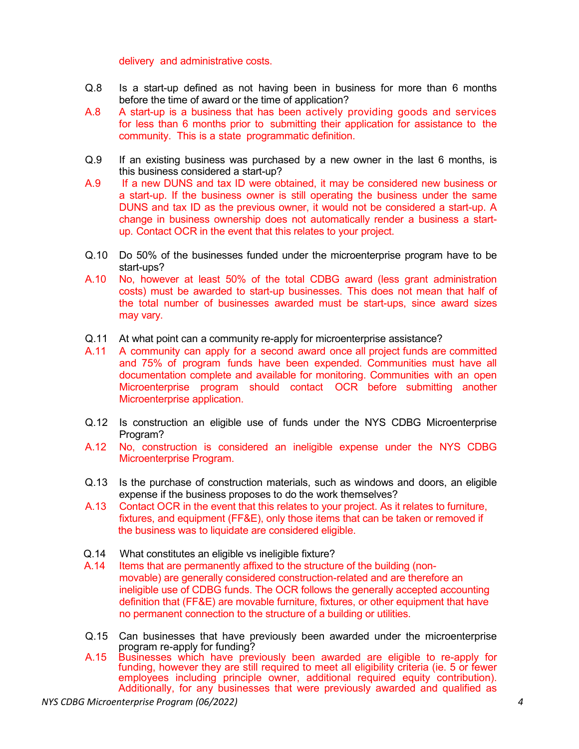delivery and administrative costs.

Q.8 Is a start-up defined as not having been in business for more than 6 months before the time of award or the time of application?

A.8 A start-up is a business that has been actively providing goods and services for less than 6 months prior to submitting their application for assistance to the community. This is a state programmatic definition.

Q.9 If an existing business was purchased by a new owner in the last 6 months, is this business considered a start-up?

A.9 If a new DUNS and tax ID were obtained, it may be considered new business or a start-up. If the business owner is still operating the business under the same DUNS and tax ID as the previous owner, it would not be considered a start-up. A change in business ownership does not automatically render a business a start-up. Contact OCR in the event that this relates to your project.

Q.10 Do 50% of the businesses funded under the microenterprise program have to be start-ups?

A.10 No, however at least 50% of the total CDBG award (less grant administration costs) must be awarded to start-up businesses. This does not mean that half of the total number of businesses awarded must be start-ups, since award sizes may vary.

Q.11 At what point can a community re-apply for microenterprise assistance?

A.11 A community can apply for a second award once all project funds are committed and 75% of program funds have been expended. Communities must have all documentation complete and available for monitoring. Communities with an open Microenterprise program should contact OCR before submitting another Microenterprise application.

Q.12 Is construction an eligible use of funds under the NYS CDBG Microenterprise Program?

A.12 No, construction is considered an ineligible expense under the NYS CDBG Microenterprise Program.

Q.13 Is the purchase of construction materials, such as windows and doors, an eligible expense if the business proposes to do the work themselves?

A.13 Contact OCR in the event that this relates to your project. As it relates to furniture, fixtures, and equipment (FF&E), only those items that can be taken or removed if the business was to liquidate are considered eligible.

Q.14 What constitutes an eligible vs ineligible fixture?

A.14 Items that are permanently affixed to the structure of the building (non-movable) are generally considered construction-related and are therefore an ineligible use of CDBG funds. The OCR follows the generally accepted accounting definition that (FF&E) are movable furniture, fixtures, or other equipment that have no permanent connection to the structure of a building or utilities.

Q.15 Can businesses that have previously been awarded under the microenterprise program re-apply for funding?

A.15 Businesses which have previously been awarded are eligible to re-apply for funding, however they are still required to meet all eligibility criteria (ie. 5 or fewer employees including principle owner, additional required equity contribution). Additionally, for any businesses that were previously awarded and qualified as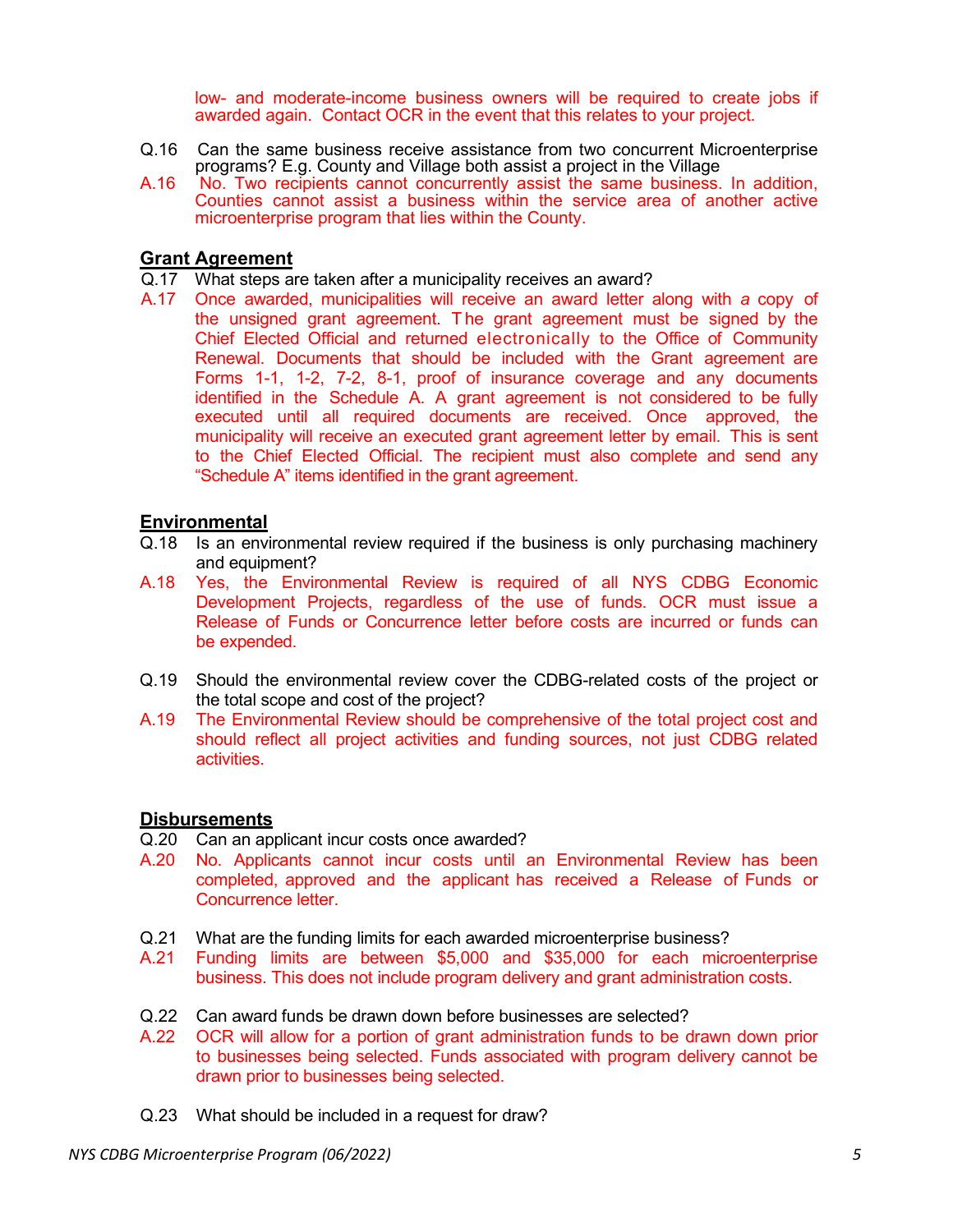low- and moderate-income business owners will be required to create jobs if awarded again. Contact OCR in the event that this relates to your project.

Q.16 Can the same business receive assistance from two concurrent Microenterprise programs? E.g. County and Village both assist a project in the Village

A.16 No. Two recipients cannot concurrently assist the same business. In addition, Counties cannot assist a business within the service area of another active microenterprise program that lies within the County.

## Grant Agreement

Q.17 What steps are taken after a municipality receives an award?

A.17 Once awarded, municipalities will receive an award letter along with *a* copy of the unsigned grant agreement. The grant agreement must be signed by the Chief Elected Official and returned electronically to the Office of Community Renewal. Documents that should be included with the Grant agreement are Forms 1-1, 1-2, 7-2, 8-1, proof of insurance coverage and any documents identified in the Schedule A. A grant agreement is not considered to be fully executed until all required documents are received. Once approved, the municipality will receive an executed grant agreement letter by email. This is sent to the Chief Elected Official. The recipient must also complete and send any "Schedule A" items identified in the grant agreement.

## Environmental

Q.18 Is an environmental review required if the business is only purchasing machinery and equipment?

A.18 Yes, the Environmental Review is required of all NYS CDBG Economic Development Projects, regardless of the use of funds. OCR must issue a Release of Funds or Concurrence letter before costs are incurred or funds can be expended.

Q.19 Should the environmental review cover the CDBG-related costs of the project or the total scope and cost of the project?

A.19 The Environmental Review should be comprehensive of the total project cost and should reflect all project activities and funding sources, not just CDBG related activities.

## Disbursements

Q.20 Can an applicant incur costs once awarded?

A.20 No. Applicants cannot incur costs until an Environmental Review has been completed, approved and the applicant has received a Release of Funds or Concurrence letter.

Q.21 What are the funding limits for each awarded microenterprise business?

A.21 Funding limits are between $5,000 and $35,000 for each microenterprise business. This does not include program delivery and grant administration costs.

Q.22 Can award funds be drawn down before businesses are selected?

A.22 OCR will allow for a portion of grant administration funds to be drawn down prior to businesses being selected. Funds associated with program delivery cannot be drawn prior to businesses being selected.

Q.23 What should be included in a request for draw?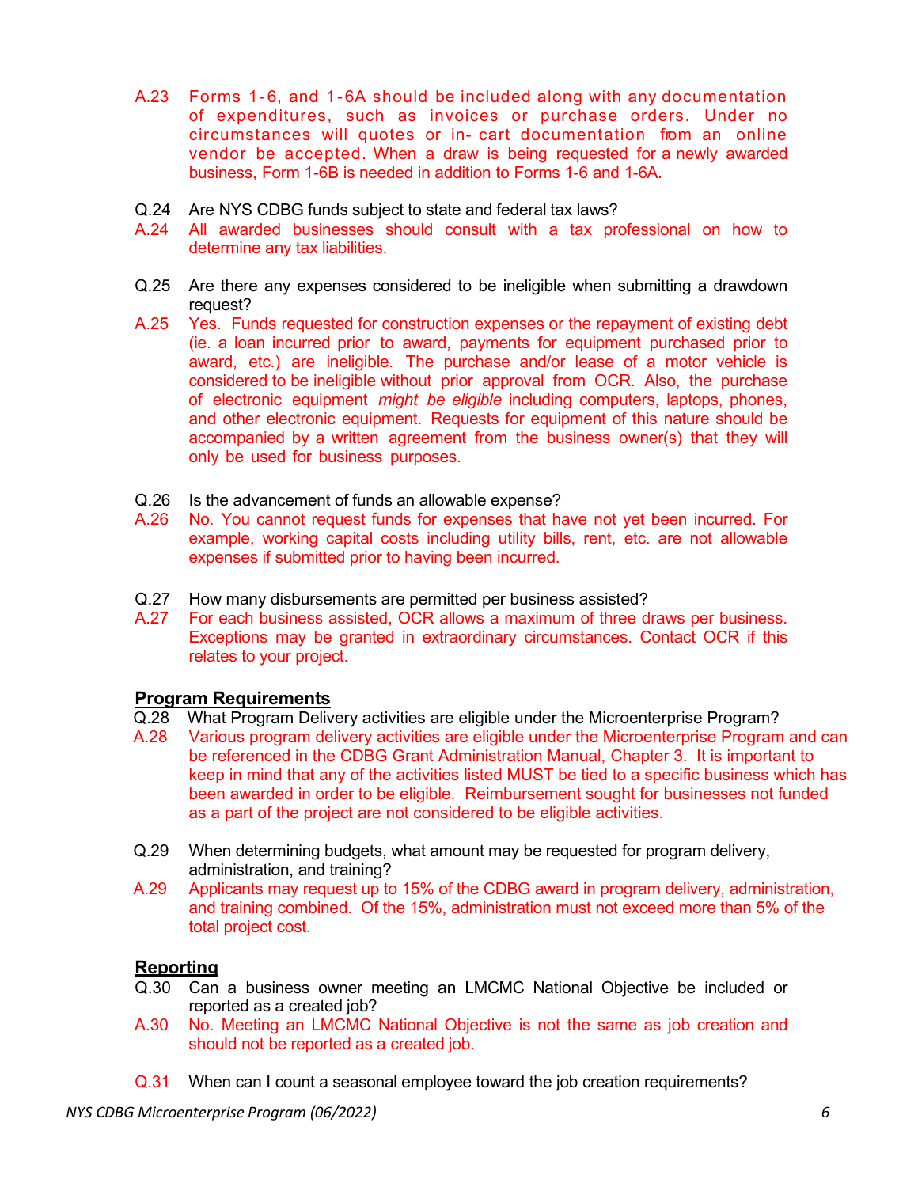A.23 Forms 1-6, and 1-6A should be included along with any documentation of expenditures, such as invoices or purchase orders. Under no circumstances will quotes or in- cart documentation from an online vendor be accepted. When a draw is being requested for a newly awarded business, Form 1-6B is needed in addition to Forms 1-6 and 1-6A.

Q.24 Are NYS CDBG funds subject to state and federal tax laws?
A.24 All awarded businesses should consult with a tax professional on how to determine any tax liabilities.

Q.25 Are there any expenses considered to be ineligible when submitting a drawdown request?
A.25 Yes. Funds requested for construction expenses or the repayment of existing debt (ie. a loan incurred prior to award, payments for equipment purchased prior to award, etc.) are ineligible. The purchase and/or lease of a motor vehicle is considered to be ineligible without prior approval from OCR. Also, the purchase of electronic equipment *might be eligible* including computers, laptops, phones, and other electronic equipment. Requests for equipment of this nature should be accompanied by a written agreement from the business owner(s) that they will only be used for business purposes.

Q.26 Is the advancement of funds an allowable expense?
A.26 No. You cannot request funds for expenses that have not yet been incurred. For example, working capital costs including utility bills, rent, etc. are not allowable expenses if submitted prior to having been incurred.

Q.27 How many disbursements are permitted per business assisted?
A.27 For each business assisted, OCR allows a maximum of three draws per business. Exceptions may be granted in extraordinary circumstances. Contact OCR if this relates to your project.

## Program Requirements

Q.28 What Program Delivery activities are eligible under the Microenterprise Program?
A.28 Various program delivery activities are eligible under the Microenterprise Program and can be referenced in the CDBG Grant Administration Manual, Chapter 3. It is important to keep in mind that any of the activities listed MUST be tied to a specific business which has been awarded in order to be eligible. Reimbursement sought for businesses not funded as a part of the project are not considered to be eligible activities.

Q.29 When determining budgets, what amount may be requested for program delivery, administration, and training?
A.29 Applicants may request up to 15% of the CDBG award in program delivery, administration, and training combined. Of the 15%, administration must not exceed more than 5% of the total project cost.

## Reporting

Q.30 Can a business owner meeting an LMCMC National Objective be included or reported as a created job?
A.30 No. Meeting an LMCMC National Objective is not the same as job creation and should not be reported as a created job.

Q.31 When can I count a seasonal employee toward the job creation requirements?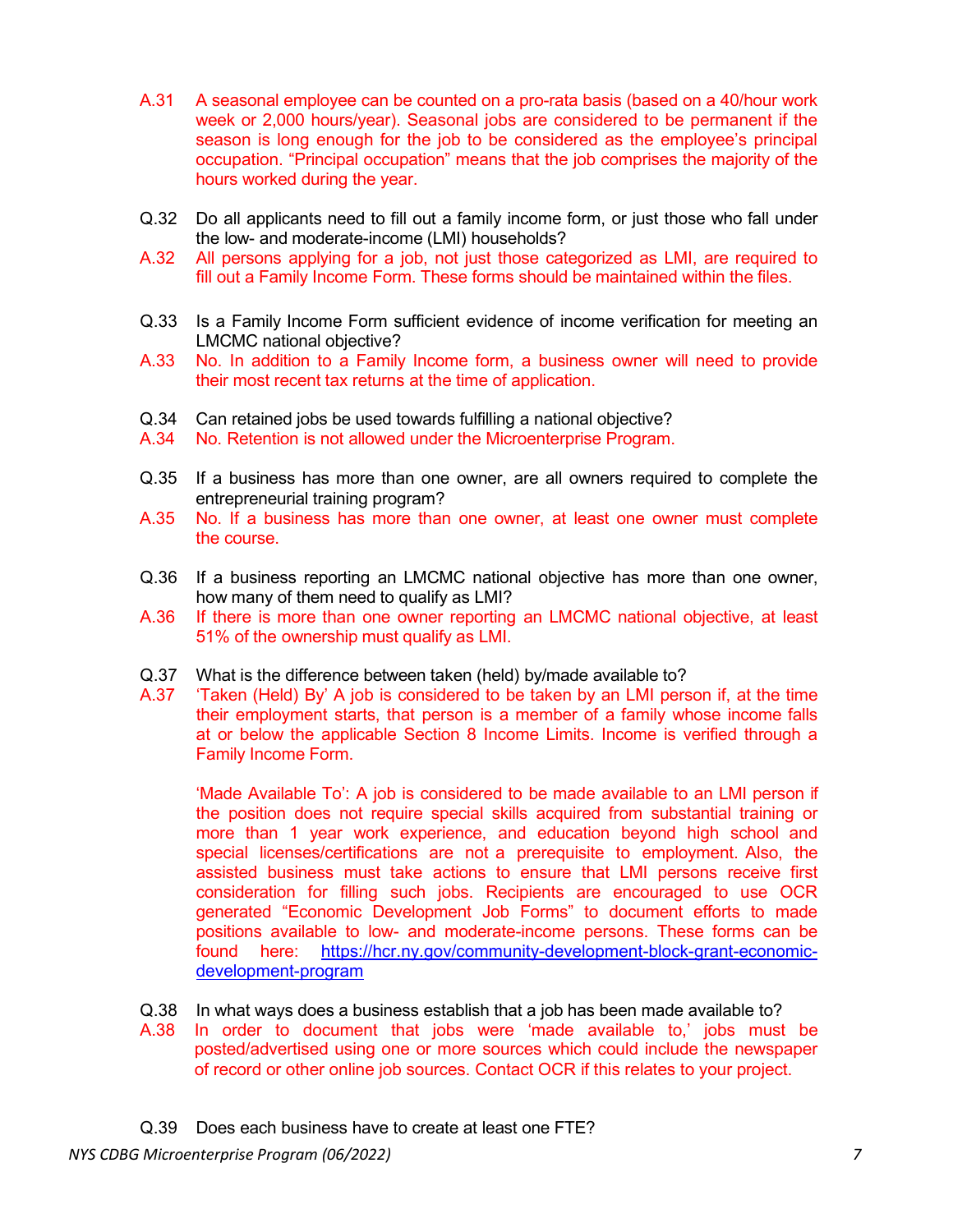A.31 A seasonal employee can be counted on a pro-rata basis (based on a 40/hour work week or 2,000 hours/year). Seasonal jobs are considered to be permanent if the season is long enough for the job to be considered as the employee's principal occupation. "Principal occupation" means that the job comprises the majority of the hours worked during the year.

Q.32 Do all applicants need to fill out a family income form, or just those who fall under the low- and moderate-income (LMI) households?
A.32 All persons applying for a job, not just those categorized as LMI, are required to fill out a Family Income Form. These forms should be maintained within the files.

Q.33 Is a Family Income Form sufficient evidence of income verification for meeting an LMCMC national objective?
A.33 No. In addition to a Family Income form, a business owner will need to provide their most recent tax returns at the time of application.

Q.34 Can retained jobs be used towards fulfilling a national objective?
A.34 No. Retention is not allowed under the Microenterprise Program.

Q.35 If a business has more than one owner, are all owners required to complete the entrepreneurial training program?
A.35 No. If a business has more than one owner, at least one owner must complete the course.

Q.36 If a business reporting an LMCMC national objective has more than one owner, how many of them need to qualify as LMI?
A.36 If there is more than one owner reporting an LMCMC national objective, at least 51% of the ownership must qualify as LMI.

Q.37 What is the difference between taken (held) by/made available to?
A.37 'Taken (Held) By' A job is considered to be taken by an LMI person if, at the time their employment starts, that person is a member of a family whose income falls at or below the applicable Section 8 Income Limits. Income is verified through a Family Income Form.

'Made Available To': A job is considered to be made available to an LMI person if the position does not require special skills acquired from substantial training or more than 1 year work experience, and education beyond high school and special licenses/certifications are not a prerequisite to employment. Also, the assisted business must take actions to ensure that LMI persons receive first consideration for filling such jobs. Recipients are encouraged to use OCR generated "Economic Development Job Forms" to document efforts to made positions available to low- and moderate-income persons. These forms can be found here: [https://hcr.ny.gov/community-development-block-grant-economic-development-program](https://hcr.ny.gov/community-development-block-grant-economic-development-program)

Q.38 In what ways does a business establish that a job has been made available to?
A.38 In order to document that jobs were 'made available to,' jobs must be posted/advertised using one or more sources which could include the newspaper of record or other online job sources. Contact OCR if this relates to your project.

Q.39 Does each business have to create at least one FTE?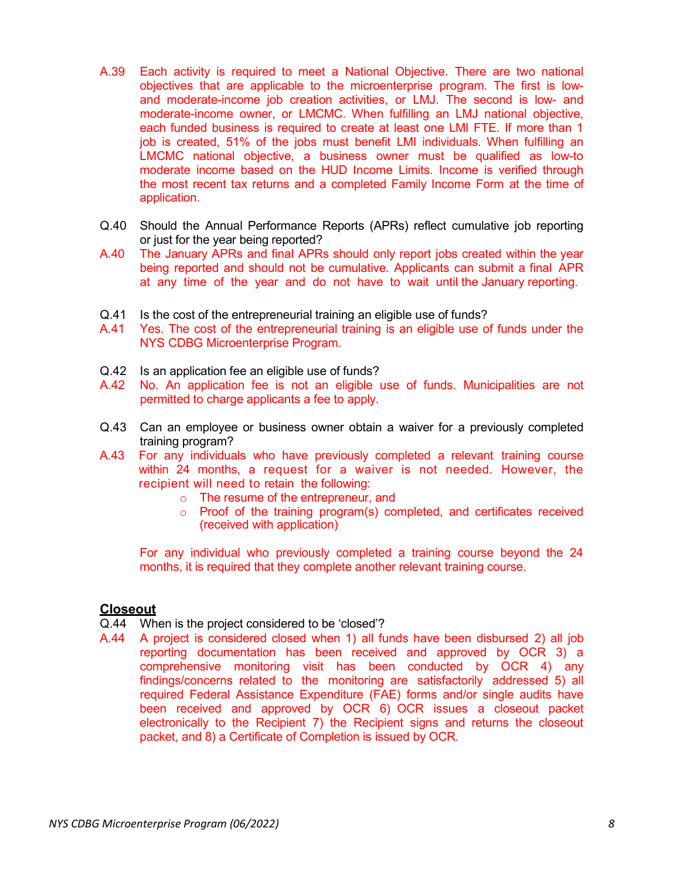A.39 Each activity is required to meet a National Objective. There are two national objectives that are applicable to the microenterprise program. The first is low- and moderate-income job creation activities, or LMJ. The second is low- and moderate-income owner, or LMCMC. When fulfilling an LMJ national objective, each funded business is required to create at least one LMI FTE. If more than 1 job is created, 51% of the jobs must benefit LMI individuals. When fulfilling an LMCMC national objective, a business owner must be qualified as low-to moderate income based on the HUD Income Limits. Income is verified through the most recent tax returns and a completed Family Income Form at the time of application.

Q.40 Should the Annual Performance Reports (APRs) reflect cumulative job reporting or just for the year being reported?

A.40 The January APRs and final APRs should only report jobs created within the year being reported and should not be cumulative. Applicants can submit a final APR at any time of the year and do not have to wait until the January reporting.

Q.41 Is the cost of the entrepreneurial training an eligible use of funds?

A.41 Yes. The cost of the entrepreneurial training is an eligible use of funds under the NYS CDBG Microenterprise Program.

Q.42 Is an application fee an eligible use of funds?

A.42 No. An application fee is not an eligible use of funds. Municipalities are not permitted to charge applicants a fee to apply.

Q.43 Can an employee or business owner obtain a waiver for a previously completed training program?

A.43 For any individuals who have previously completed a relevant training course within 24 months, a request for a waiver is not needed. However, the recipient will need to retain the following:

- The resume of the entrepreneur, and
- Proof of the training program(s) completed, and certificates received (received with application)

For any individual who previously completed a training course beyond the 24 months, it is required that they complete another relevant training course.

## Closeout

Q.44 When is the project considered to be 'closed'?

A.44 A project is considered closed when 1) all funds have been disbursed 2) all job reporting documentation has been received and approved by OCR 3) a comprehensive monitoring visit has been conducted by OCR 4) any findings/concerns related to the monitoring are satisfactorily addressed 5) all required Federal Assistance Expenditure (FAE) forms and/or single audits have been received and approved by OCR 6) OCR issues a closeout packet electronically to the Recipient 7) the Recipient signs and returns the closeout packet, and 8) a Certificate of Completion is issued by OCR.